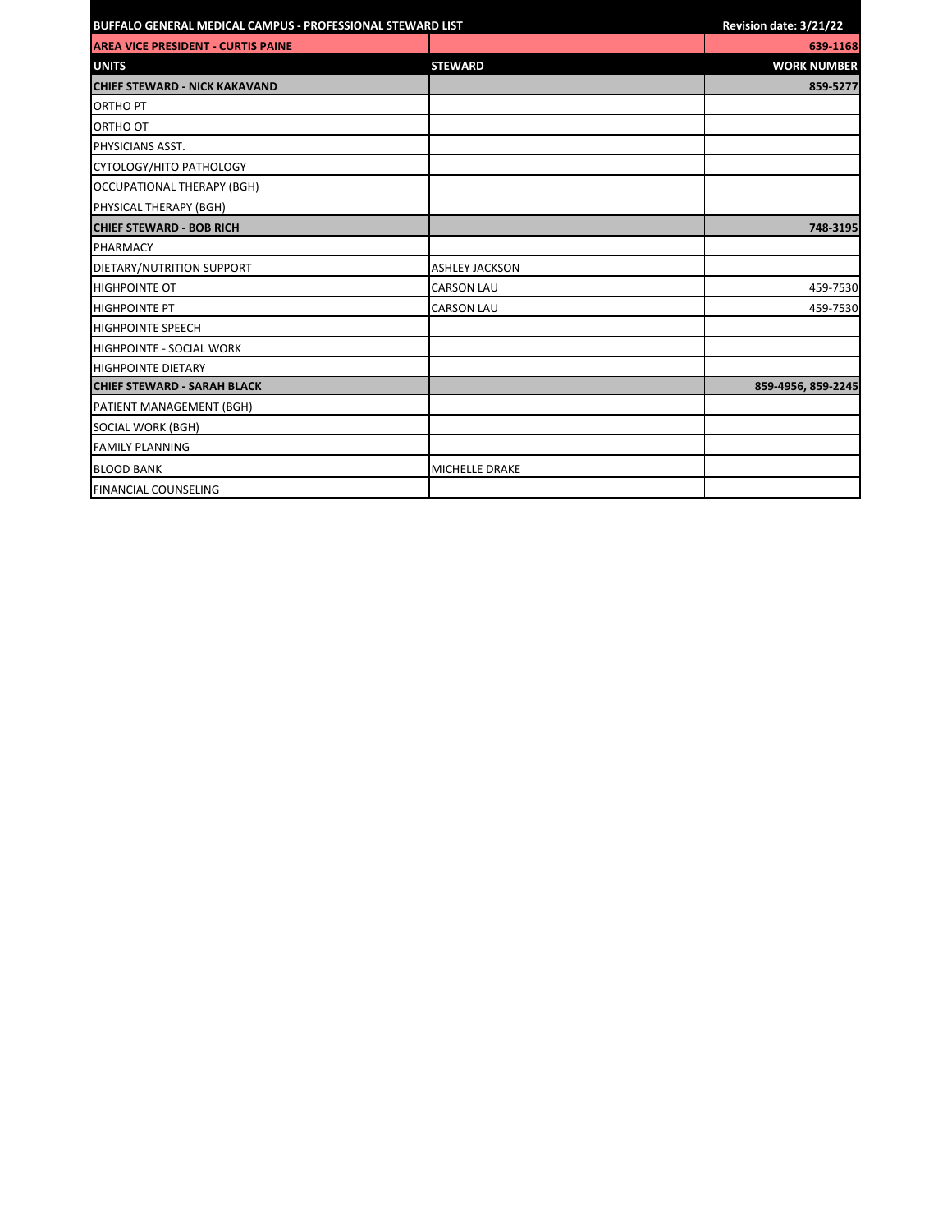| BUFFALO GENERAL MEDICAL CAMPUS - PROFESSIONAL STEWARD LIST | | Revision date: 3/21/22 |
|---|---|---|
| **AREA VICE PRESIDENT - CURTIS PAINE** | | **639-1168** |
| **UNITS** | **STEWARD** | **WORK NUMBER** |
| **CHIEF STEWARD - NICK KAKAVAND** | | **859-5277** |
| ORTHO PT | | |
| ORTHO OT | | |
| PHYSICIANS ASST. | | |
| CYTOLOGY/HITO PATHOLOGY | | |
| OCCUPATIONAL THERAPY (BGH) | | |
| PHYSICAL THERAPY (BGH) | | |
| **CHIEF STEWARD - BOB RICH** | | **748-3195** |
| PHARMACY | | |
| DIETARY/NUTRITION SUPPORT | ASHLEY JACKSON | |
| HIGHPOINTE OT | CARSON LAU | 459-7530 |
| HIGHPOINTE PT | CARSON LAU | 459-7530 |
| HIGHPOINTE SPEECH | | |
| HIGHPOINTE - SOCIAL WORK | | |
| HIGHPOINTE DIETARY | | |
| **CHIEF STEWARD - SARAH BLACK** | | **859-4956, 859-2245** |
| PATIENT MANAGEMENT (BGH) | | |
| SOCIAL WORK (BGH) | | |
| FAMILY PLANNING | | |
| BLOOD BANK | MICHELLE DRAKE | |
| FINANCIAL COUNSELING | | |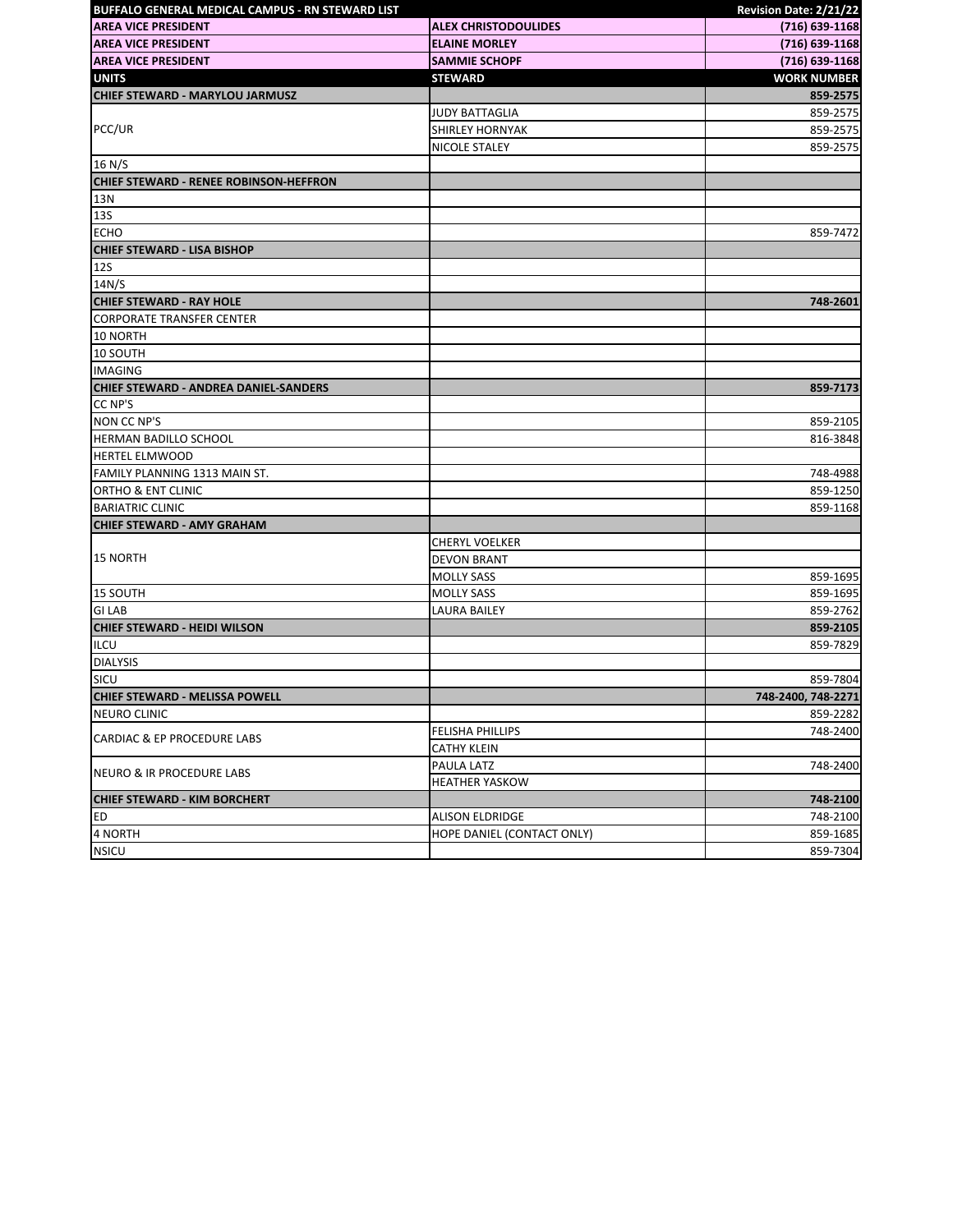| BUFFALO GENERAL MEDICAL CAMPUS - RN STEWARD LIST | | Revision Date: 2/21/22 |
|---|---|---|
| **AREA VICE PRESIDENT** | **ALEX CHRISTODOULIDES** | **(716) 639-1168** |
| **AREA VICE PRESIDENT** | **ELAINE MORLEY** | **(716) 639-1168** |
| **AREA VICE PRESIDENT** | **SAMMIE SCHOPF** | **(716) 639-1168** |
| **UNITS** | **STEWARD** | **WORK NUMBER** |
| **CHIEF STEWARD - MARYLOU JARMUSZ** | | **859-2575** |
| PCC/UR | JUDY BATTAGLIA | 859-2575 |
| | SHIRLEY HORNYAK | 859-2575 |
| | NICOLE STALEY | 859-2575 |
| 16 N/S | | |
| **CHIEF STEWARD - RENEE ROBINSON-HEFFRON** | | |
| 13N | | |
| 13S | | |
| ECHO | | 859-7472 |
| **CHIEF STEWARD - LISA BISHOP** | | |
| 12S | | |
| 14N/S | | |
| **CHIEF STEWARD - RAY HOLE** | | **748-2601** |
| CORPORATE TRANSFER CENTER | | |
| 10 NORTH | | |
| 10 SOUTH | | |
| IMAGING | | |
| **CHIEF STEWARD - ANDREA DANIEL-SANDERS** | | **859-7173** |
| CC NP'S | | |
| NON CC NP'S | | 859-2105 |
| HERMAN BADILLO SCHOOL | | 816-3848 |
| HERTEL ELMWOOD | | |
| FAMILY PLANNING 1313 MAIN ST. | | 748-4988 |
| ORTHO & ENT CLINIC | | 859-1250 |
| BARIATRIC CLINIC | | 859-1168 |
| **CHIEF STEWARD - AMY GRAHAM** | | |
| 15 NORTH | CHERYL VOELKER | |
| | DEVON BRANT | |
| | MOLLY SASS | 859-1695 |
| 15 SOUTH | MOLLY SASS | 859-1695 |
| GI LAB | LAURA BAILEY | 859-2762 |
| **CHIEF STEWARD - HEIDI WILSON** | | **859-2105** |
| ILCU | | 859-7829 |
| DIALYSIS | | |
| SICU | | 859-7804 |
| **CHIEF STEWARD - MELISSA POWELL** | | **748-2400, 748-2271** |
| NEURO CLINIC | | 859-2282 |
| CARDIAC & EP PROCEDURE LABS | FELISHA PHILLIPS | 748-2400 |
| | CATHY KLEIN | |
| NEURO & IR PROCEDURE LABS | PAULA LATZ | 748-2400 |
| | HEATHER YASKOW | |
| **CHIEF STEWARD - KIM BORCHERT** | | **748-2100** |
| ED | ALISON ELDRIDGE | 748-2100 |
| 4 NORTH | HOPE DANIEL (CONTACT ONLY) | 859-1685 |
| NSICU | | 859-7304 |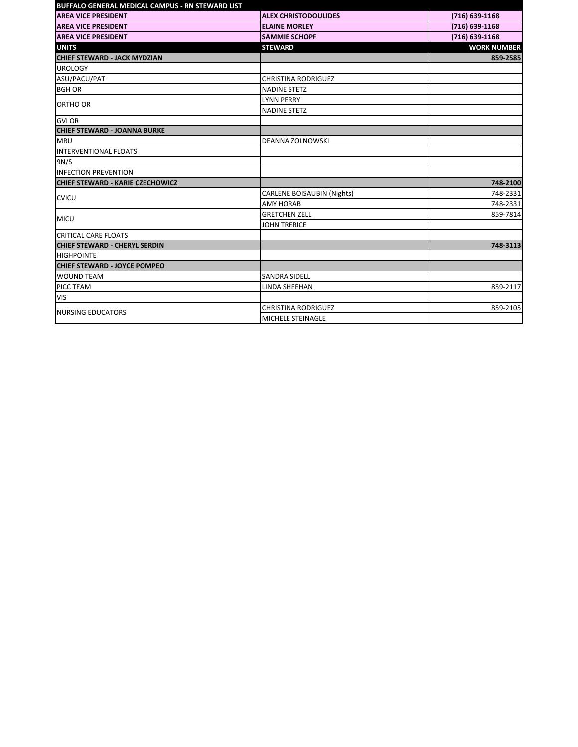| BUFFALO GENERAL MEDICAL CAMPUS - RN STEWARD LIST | | |
|---|---|---|
| **AREA VICE PRESIDENT** | **ALEX CHRISTODOULIDES** | **(716) 639-1168** |
| **AREA VICE PRESIDENT** | **ELAINE MORLEY** | **(716) 639-1168** |
| **AREA VICE PRESIDENT** | **SAMMIE SCHOPF** | **(716) 639-1168** |
| **UNITS** | **STEWARD** | **WORK NUMBER** |
| **CHIEF STEWARD - JACK MYDZIAN** | | **859-2585** |
| UROLOGY | | |
| ASU/PACU/PAT | CHRISTINA RODRIGUEZ | |
| BGH OR | NADINE STETZ | |
| ORTHO OR | LYNN PERRY | |
| | NADINE STETZ | |
| GVI OR | | |
| **CHIEF STEWARD - JOANNA BURKE** | | |
| MRU | DEANNA ZOLNOWSKI | |
| INTERVENTIONAL FLOATS | | |
| 9N/S | | |
| INFECTION PREVENTION | | |
| **CHIEF STEWARD - KARIE CZECHOWICZ** | | **748-2100** |
| CVICU | CARLENE BOISAUBIN (Nights) | 748-2331 |
| | AMY HORAB | 748-2331 |
| MICU | GRETCHEN ZELL | 859-7814 |
| | JOHN TRERICE | |
| CRITICAL CARE FLOATS | | |
| **CHIEF STEWARD - CHERYL SERDIN** | | **748-3113** |
| HIGHPOINTE | | |
| **CHIEF STEWARD - JOYCE POMPEO** | | |
| WOUND TEAM | SANDRA SIDELL | |
| PICC TEAM | LINDA SHEEHAN | 859-2117 |
| VIS | | |
| NURSING EDUCATORS | CHRISTINA RODRIGUEZ | 859-2105 |
| | MICHELE STEINAGLE | |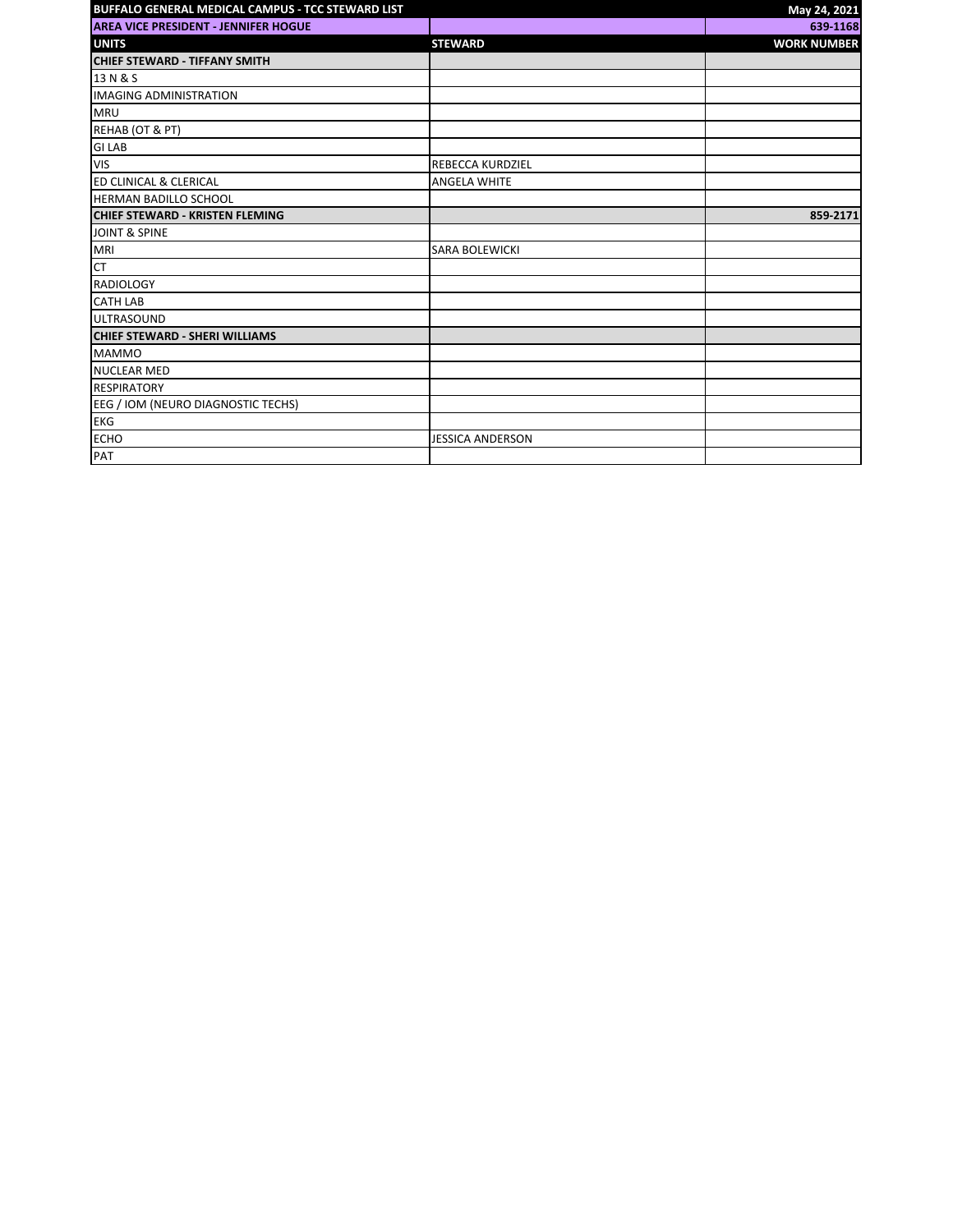| BUFFALO GENERAL MEDICAL CAMPUS - TCC STEWARD LIST | | May 24, 2021 |
| --- | --- | --- |
| **AREA VICE PRESIDENT - JENNIFER HOGUE** | | **639-1168** |
| **UNITS** | **STEWARD** | **WORK NUMBER** |
| **CHIEF STEWARD - TIFFANY SMITH** | | |
| 13 N & S | | |
| IMAGING ADMINISTRATION | | |
| MRU | | |
| REHAB (OT & PT) | | |
| GI LAB | | |
| VIS | REBECCA KURDZIEL | |
| ED CLINICAL & CLERICAL | ANGELA WHITE | |
| HERMAN BADILLO SCHOOL | | |
| **CHIEF STEWARD - KRISTEN FLEMING** | | **859-2171** |
| JOINT & SPINE | | |
| MRI | SARA BOLEWICKI | |
| CT | | |
| RADIOLOGY | | |
| CATH LAB | | |
| ULTRASOUND | | |
| **CHIEF STEWARD - SHERI WILLIAMS** | | |
| MAMMO | | |
| NUCLEAR MED | | |
| RESPIRATORY | | |
| EEG / IOM (NEURO DIAGNOSTIC TECHS) | | |
| EKG | | |
| ECHO | JESSICA ANDERSON | |
| PAT | | |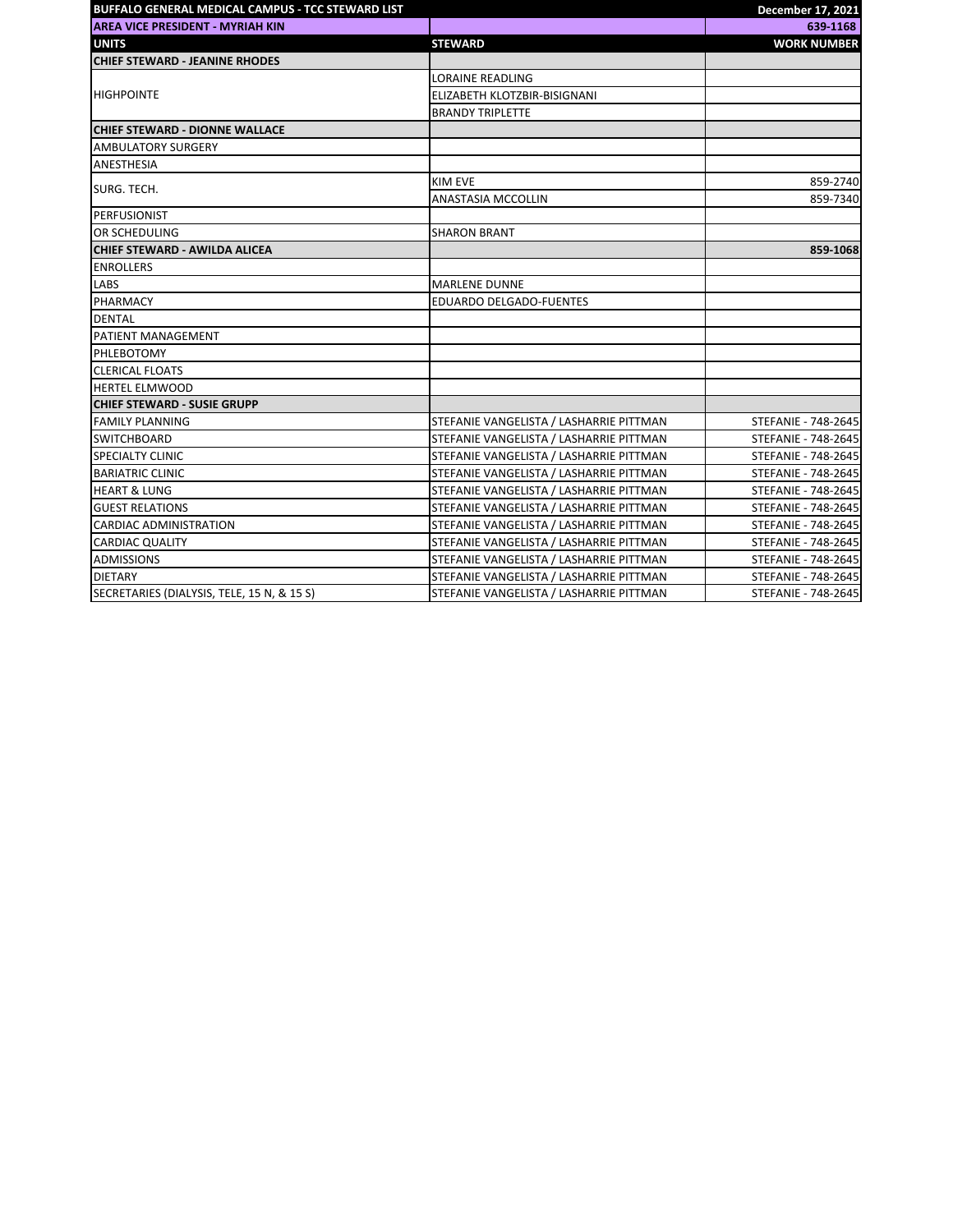| BUFFALO GENERAL MEDICAL CAMPUS - TCC STEWARD LIST | | December 17, 2021 |
|---|---|---|
| **AREA VICE PRESIDENT - MYRIAH KIN** | | **639-1168** |
| **UNITS** | **STEWARD** | **WORK NUMBER** |
| **CHIEF STEWARD - JEANINE RHODES** | | |
| HIGHPOINTE | LORAINE READLING | |
| | ELIZABETH KLOTZBIR-BISIGNANI | |
| | BRANDY TRIPLETTE | |
| **CHIEF STEWARD - DIONNE WALLACE** | | |
| AMBULATORY SURGERY | | |
| ANESTHESIA | | |
| SURG. TECH. | KIM EVE | 859-2740 |
| | ANASTASIA MCCOLLIN | 859-7340 |
| PERFUSIONIST | | |
| OR SCHEDULING | SHARON BRANT | |
| **CHIEF STEWARD - AWILDA ALICEA** | | **859-1068** |
| ENROLLERS | | |
| LABS | MARLENE DUNNE | |
| PHARMACY | EDUARDO DELGADO-FUENTES | |
| DENTAL | | |
| PATIENT MANAGEMENT | | |
| PHLEBOTOMY | | |
| CLERICAL FLOATS | | |
| HERTEL ELMWOOD | | |
| **CHIEF STEWARD - SUSIE GRUPP** | | |
| FAMILY PLANNING | STEFANIE VANGELISTA / LASHARRIE PITTMAN | STEFANIE - 748-2645 |
| SWITCHBOARD | STEFANIE VANGELISTA / LASHARRIE PITTMAN | STEFANIE - 748-2645 |
| SPECIALTY CLINIC | STEFANIE VANGELISTA / LASHARRIE PITTMAN | STEFANIE - 748-2645 |
| BARIATRIC CLINIC | STEFANIE VANGELISTA / LASHARRIE PITTMAN | STEFANIE - 748-2645 |
| HEART & LUNG | STEFANIE VANGELISTA / LASHARRIE PITTMAN | STEFANIE - 748-2645 |
| GUEST RELATIONS | STEFANIE VANGELISTA / LASHARRIE PITTMAN | STEFANIE - 748-2645 |
| CARDIAC ADMINISTRATION | STEFANIE VANGELISTA / LASHARRIE PITTMAN | STEFANIE - 748-2645 |
| CARDIAC QUALITY | STEFANIE VANGELISTA / LASHARRIE PITTMAN | STEFANIE - 748-2645 |
| ADMISSIONS | STEFANIE VANGELISTA / LASHARRIE PITTMAN | STEFANIE - 748-2645 |
| DIETARY | STEFANIE VANGELISTA / LASHARRIE PITTMAN | STEFANIE - 748-2645 |
| SECRETARIES (DIALYSIS, TELE, 15 N, & 15 S) | STEFANIE VANGELISTA / LASHARRIE PITTMAN | STEFANIE - 748-2645 |